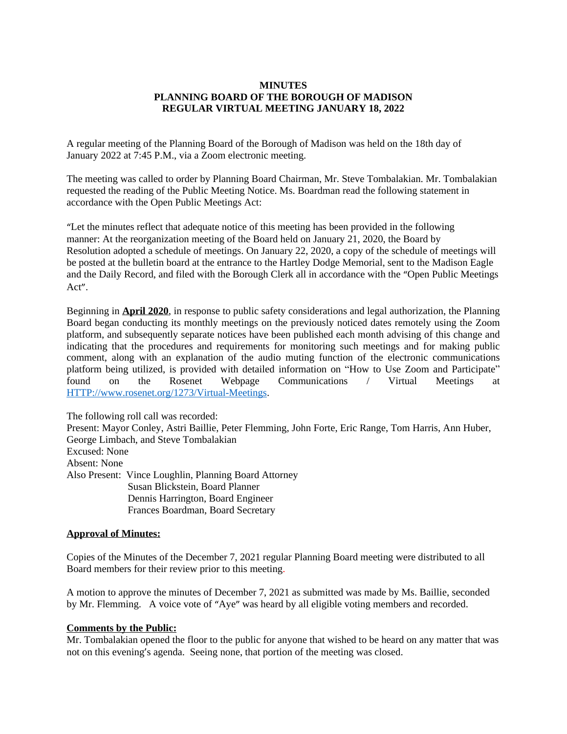**MINUTES**
**PLANNING BOARD OF THE BOROUGH OF MADISON**
**REGULAR VIRTUAL MEETING JANUARY 18, 2022**

A regular meeting of the Planning Board of the Borough of Madison was held on the 18th day of January 2022 at 7:45 P.M., via a Zoom electronic meeting.

The meeting was called to order by Planning Board Chairman, Mr. Steve Tombalakian. Mr. Tombalakian requested the reading of the Public Meeting Notice. Ms. Boardman read the following statement in accordance with the Open Public Meetings Act:

"Let the minutes reflect that adequate notice of this meeting has been provided in the following manner: At the reorganization meeting of the Board held on January 21, 2020, the Board by Resolution adopted a schedule of meetings. On January 22, 2020, a copy of the schedule of meetings will be posted at the bulletin board at the entrance to the Hartley Dodge Memorial, sent to the Madison Eagle and the Daily Record, and filed with the Borough Clerk all in accordance with the "Open Public Meetings Act".

Beginning in **April 2020**, in response to public safety considerations and legal authorization, the Planning Board began conducting its monthly meetings on the previously noticed dates remotely using the Zoom platform, and subsequently separate notices have been published each month advising of this change and indicating that the procedures and requirements for monitoring such meetings and for making public comment, along with an explanation of the audio muting function of the electronic communications platform being utilized, is provided with detailed information on "How to Use Zoom and Participate" found on the Rosenet Webpage Communications / Virtual Meetings at HTTP://www.rosenet.org/1273/Virtual-Meetings.

The following roll call was recorded:
Present: Mayor Conley, Astri Baillie, Peter Flemming, John Forte, Eric Range, Tom Harris, Ann Huber, George Limbach, and Steve Tombalakian
Excused: None
Absent: None
Also Present: Vince Loughlin, Planning Board Attorney
Susan Blickstein, Board Planner
Dennis Harrington, Board Engineer
Frances Boardman, Board Secretary

**Approval of Minutes:**

Copies of the Minutes of the December 7, 2021 regular Planning Board meeting were distributed to all Board members for their review prior to this meeting.

A motion to approve the minutes of December 7, 2021 as submitted was made by Ms. Baillie, seconded by Mr. Flemming. A voice vote of "Aye" was heard by all eligible voting members and recorded.

**Comments by the Public:**
Mr. Tombalakian opened the floor to the public for anyone that wished to be heard on any matter that was not on this evening's agenda. Seeing none, that portion of the meeting was closed.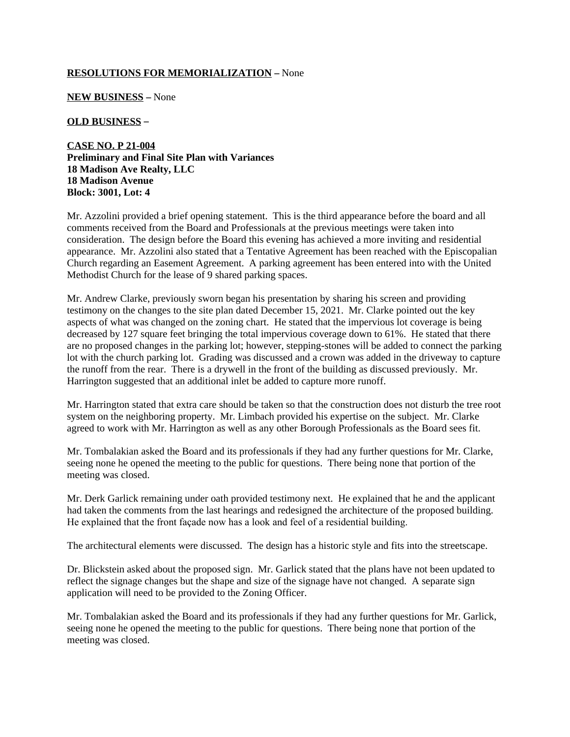**RESOLUTIONS FOR MEMORIALIZATION** – None

**NEW BUSINESS** – None

**OLD BUSINESS** –

**CASE NO. P 21-004**
**Preliminary and Final Site Plan with Variances**
**18 Madison Ave Realty, LLC**
**18 Madison Avenue**
**Block: 3001, Lot: 4**

Mr. Azzolini provided a brief opening statement. This is the third appearance before the board and all comments received from the Board and Professionals at the previous meetings were taken into consideration. The design before the Board this evening has achieved a more inviting and residential appearance. Mr. Azzolini also stated that a Tentative Agreement has been reached with the Episcopalian Church regarding an Easement Agreement. A parking agreement has been entered into with the United Methodist Church for the lease of 9 shared parking spaces.

Mr. Andrew Clarke, previously sworn began his presentation by sharing his screen and providing testimony on the changes to the site plan dated December 15, 2021. Mr. Clarke pointed out the key aspects of what was changed on the zoning chart. He stated that the impervious lot coverage is being decreased by 127 square feet bringing the total impervious coverage down to 61%. He stated that there are no proposed changes in the parking lot; however, stepping-stones will be added to connect the parking lot with the church parking lot. Grading was discussed and a crown was added in the driveway to capture the runoff from the rear. There is a drywell in the front of the building as discussed previously. Mr. Harrington suggested that an additional inlet be added to capture more runoff.

Mr. Harrington stated that extra care should be taken so that the construction does not disturb the tree root system on the neighboring property. Mr. Limbach provided his expertise on the subject. Mr. Clarke agreed to work with Mr. Harrington as well as any other Borough Professionals as the Board sees fit.

Mr. Tombalakian asked the Board and its professionals if they had any further questions for Mr. Clarke, seeing none he opened the meeting to the public for questions. There being none that portion of the meeting was closed.

Mr. Derk Garlick remaining under oath provided testimony next. He explained that he and the applicant had taken the comments from the last hearings and redesigned the architecture of the proposed building. He explained that the front façade now has a look and feel of a residential building.

The architectural elements were discussed. The design has a historic style and fits into the streetscape.

Dr. Blickstein asked about the proposed sign. Mr. Garlick stated that the plans have not been updated to reflect the signage changes but the shape and size of the signage have not changed. A separate sign application will need to be provided to the Zoning Officer.

Mr. Tombalakian asked the Board and its professionals if they had any further questions for Mr. Garlick, seeing none he opened the meeting to the public for questions. There being none that portion of the meeting was closed.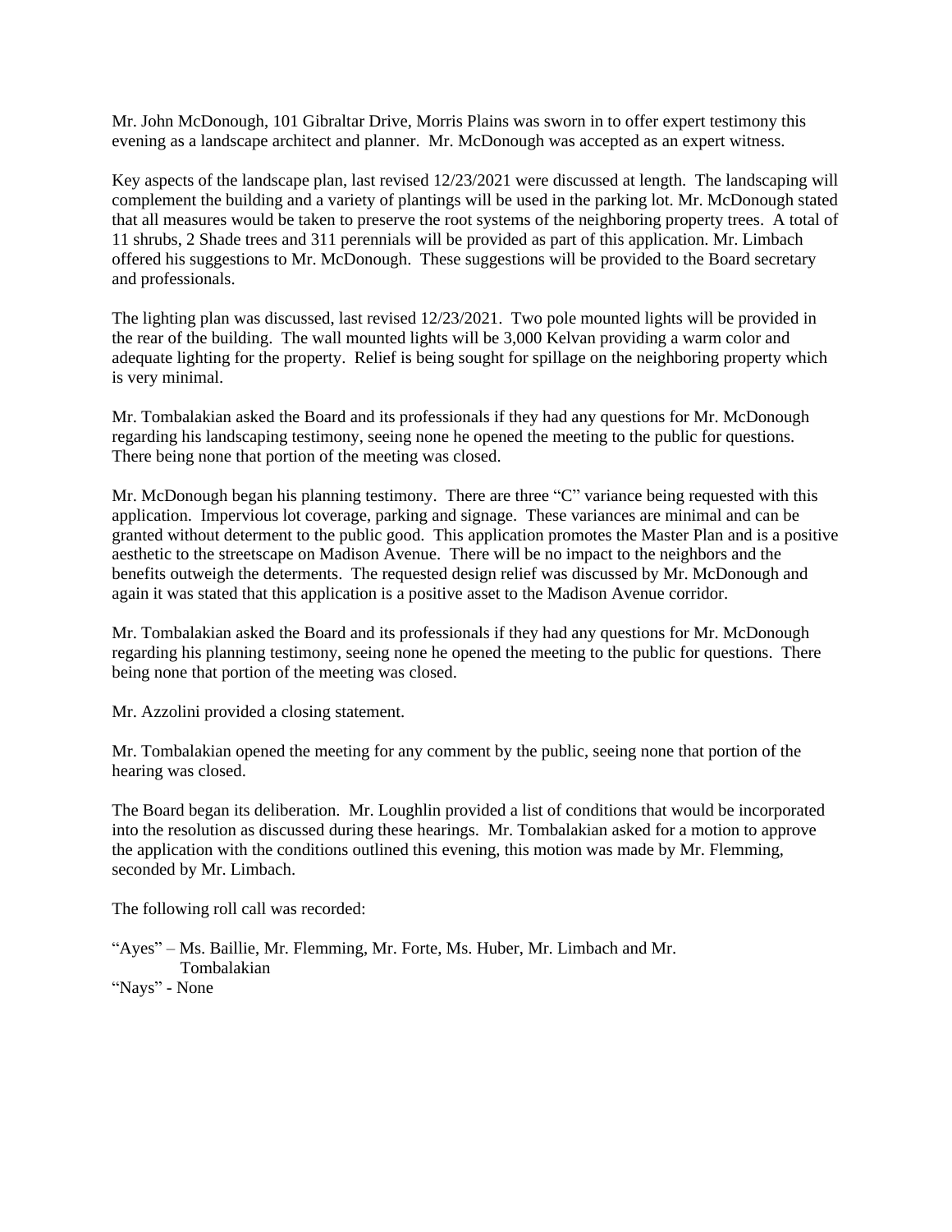Mr. John McDonough, 101 Gibraltar Drive, Morris Plains was sworn in to offer expert testimony this evening as a landscape architect and planner. Mr. McDonough was accepted as an expert witness.

Key aspects of the landscape plan, last revised 12/23/2021 were discussed at length. The landscaping will complement the building and a variety of plantings will be used in the parking lot. Mr. McDonough stated that all measures would be taken to preserve the root systems of the neighboring property trees. A total of 11 shrubs, 2 Shade trees and 311 perennials will be provided as part of this application. Mr. Limbach offered his suggestions to Mr. McDonough. These suggestions will be provided to the Board secretary and professionals.

The lighting plan was discussed, last revised 12/23/2021. Two pole mounted lights will be provided in the rear of the building. The wall mounted lights will be 3,000 Kelvan providing a warm color and adequate lighting for the property. Relief is being sought for spillage on the neighboring property which is very minimal.

Mr. Tombalakian asked the Board and its professionals if they had any questions for Mr. McDonough regarding his landscaping testimony, seeing none he opened the meeting to the public for questions. There being none that portion of the meeting was closed.

Mr. McDonough began his planning testimony. There are three "C" variance being requested with this application. Impervious lot coverage, parking and signage. These variances are minimal and can be granted without determent to the public good. This application promotes the Master Plan and is a positive aesthetic to the streetscape on Madison Avenue. There will be no impact to the neighbors and the benefits outweigh the determents. The requested design relief was discussed by Mr. McDonough and again it was stated that this application is a positive asset to the Madison Avenue corridor.

Mr. Tombalakian asked the Board and its professionals if they had any questions for Mr. McDonough regarding his planning testimony, seeing none he opened the meeting to the public for questions. There being none that portion of the meeting was closed.

Mr. Azzolini provided a closing statement.

Mr. Tombalakian opened the meeting for any comment by the public, seeing none that portion of the hearing was closed.

The Board began its deliberation. Mr. Loughlin provided a list of conditions that would be incorporated into the resolution as discussed during these hearings. Mr. Tombalakian asked for a motion to approve the application with the conditions outlined this evening, this motion was made by Mr. Flemming, seconded by Mr. Limbach.

The following roll call was recorded:

"Ayes" – Ms. Baillie, Mr. Flemming, Mr. Forte, Ms. Huber, Mr. Limbach and Mr. Tombalakian
"Nays" - None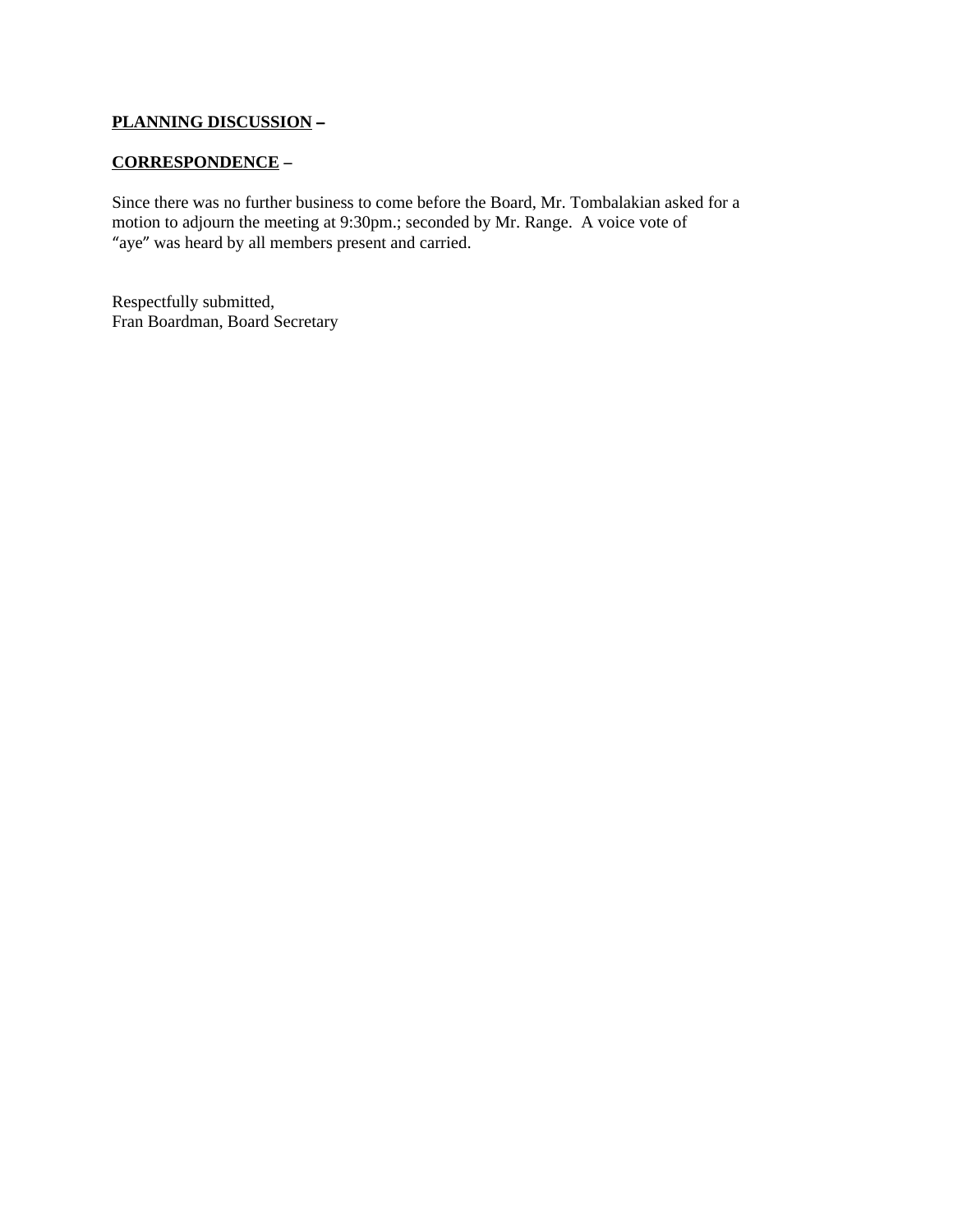**<u>PLANNING DISCUSSION</u> –**

**<u>CORRESPONDENCE</u> –**

Since there was no further business to come before the Board, Mr. Tombalakian asked for a motion to adjourn the meeting at 9:30pm.; seconded by Mr. Range. A voice vote of "aye" was heard by all members present and carried.

Respectfully submitted,
Fran Boardman, Board Secretary